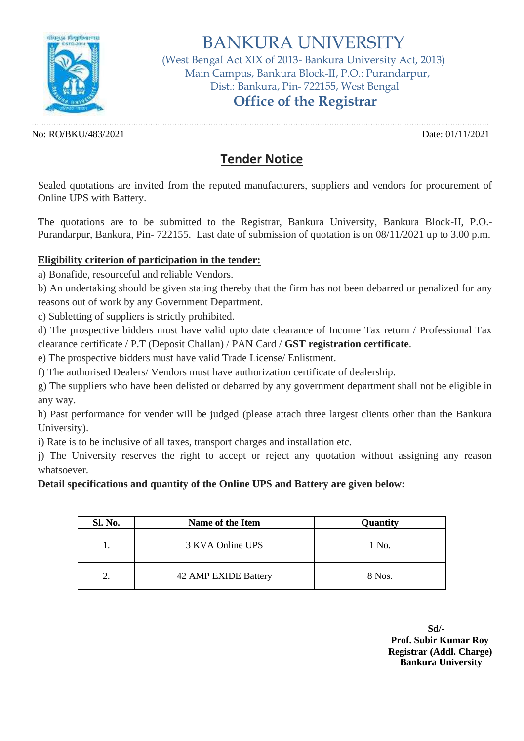# BANKURA UNIVERSITY

(West Bengal Act XIX of 2013- Bankura University Act, 2013)
Main Campus, Bankura Block-II, P.O.: Purandarpur,
Dist.: Bankura, Pin- 722155, West Bengal

## Office of the Registrar

No: RO/BKU/483/2021 Date: 01/11/2021

## Tender Notice

Sealed quotations are invited from the reputed manufacturers, suppliers and vendors for procurement of Online UPS with Battery.

The quotations are to be submitted to the Registrar, Bankura University, Bankura Block-II, P.O.- Purandarpur, Bankura, Pin- 722155. Last date of submission of quotation is on 08/11/2021 up to 3.00 p.m.

**Eligibility criterion of participation in the tender:**

a) Bonafide, resourceful and reliable Vendors.

b) An undertaking should be given stating thereby that the firm has not been debarred or penalized for any reasons out of work by any Government Department.

c) Subletting of suppliers is strictly prohibited.

d) The prospective bidders must have valid upto date clearance of Income Tax return / Professional Tax clearance certificate / P.T (Deposit Challan) / PAN Card / **GST registration certificate**.

e) The prospective bidders must have valid Trade License/ Enlistment.

f) The authorised Dealers/ Vendors must have authorization certificate of dealership.

g) The suppliers who have been delisted or debarred by any government department shall not be eligible in any way.

h) Past performance for vender will be judged (please attach three largest clients other than the Bankura University).

i) Rate is to be inclusive of all taxes, transport charges and installation etc.

j) The University reserves the right to accept or reject any quotation without assigning any reason whatsoever.

**Detail specifications and quantity of the Online UPS and Battery are given below:**

| Sl. No. | Name of the Item | Quantity |
|---|---|---|
| 1. | 3 KVA Online UPS | 1 No. |
| 2. | 42 AMP EXIDE Battery | 8 Nos. |

**Sd/-**
**Prof. Subir Kumar Roy**
**Registrar (Addl. Charge)**
**Bankura University**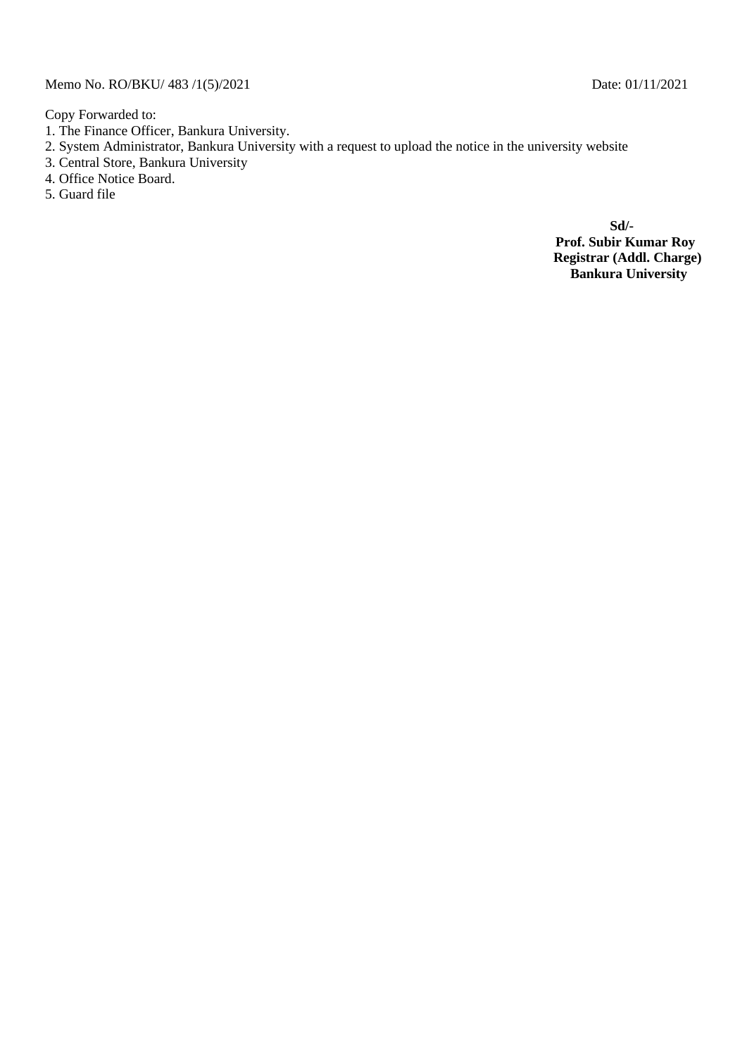Memo No. RO/BKU/ 483 /1(5)/2021 Date: 01/11/2021

Copy Forwarded to:

1. The Finance Officer, Bankura University.
2. System Administrator, Bankura University with a request to upload the notice in the university website
3. Central Store, Bankura University
4. Office Notice Board.
5. Guard file

**Sd/-**
**Prof. Subir Kumar Roy**
**Registrar (Addl. Charge)**
**Bankura University**